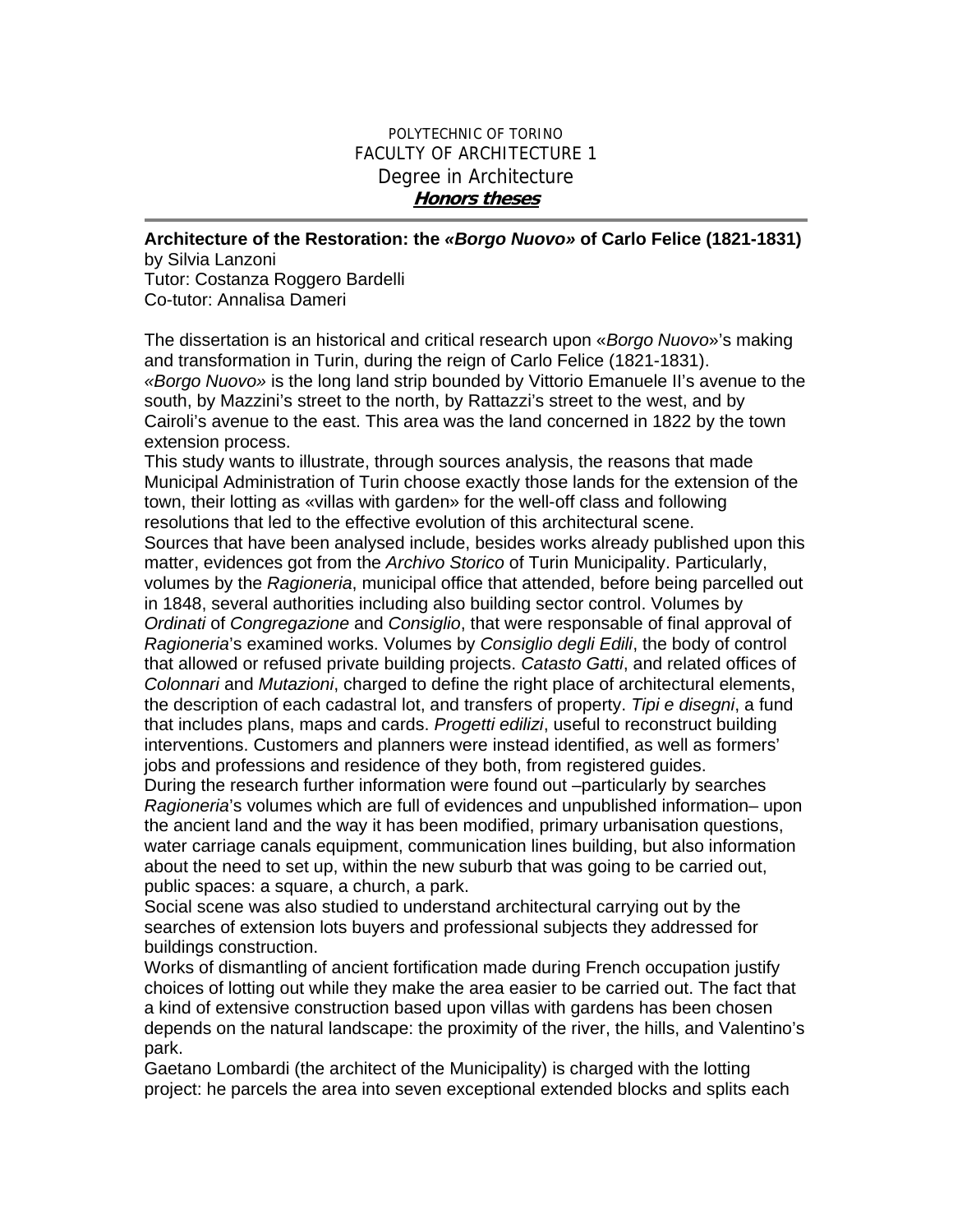POLYTECHNIC OF TORINO
FACULTY OF ARCHITECTURE 1
Degree in Architecture
***Honors theses***

---

**Architecture of the Restoration: the *«Borgo Nuovo»* of Carlo Felice (1821-1831)**
by Silvia Lanzoni
Tutor: Costanza Roggero Bardelli
Co-tutor: Annalisa Dameri

The dissertation is an historical and critical research upon «*Borgo Nuovo*»'s making and transformation in Turin, during the reign of Carlo Felice (1821-1831).
*«Borgo Nuovo»* is the long land strip bounded by Vittorio Emanuele II's avenue to the south, by Mazzini's street to the north, by Rattazzi's street to the west, and by Cairoli's avenue to the east. This area was the land concerned in 1822 by the town extension process.
This study wants to illustrate, through sources analysis, the reasons that made Municipal Administration of Turin choose exactly those lands for the extension of the town, their lotting as «villas with garden» for the well-off class and following resolutions that led to the effective evolution of this architectural scene.
Sources that have been analysed include, besides works already published upon this matter, evidences got from the *Archivo Storico* of Turin Municipality. Particularly, volumes by the *Ragioneria*, municipal office that attended, before being parcelled out in 1848, several authorities including also building sector control. Volumes by *Ordinati* of *Congregazione* and *Consiglio*, that were responsable of final approval of *Ragioneria*'s examined works. Volumes by *Consiglio degli Edili*, the body of control that allowed or refused private building projects. *Catasto Gatti*, and related offices of *Colonnari* and *Mutazioni*, charged to define the right place of architectural elements, the description of each cadastral lot, and transfers of property. *Tipi e disegni*, a fund that includes plans, maps and cards. *Progetti edilizi*, useful to reconstruct building interventions. Customers and planners were instead identified, as well as formers' jobs and professions and residence of they both, from registered guides.
During the research further information were found out –particularly by searches *Ragioneria*'s volumes which are full of evidences and unpublished information– upon the ancient land and the way it has been modified, primary urbanisation questions, water carriage canals equipment, communication lines building, but also information about the need to set up, within the new suburb that was going to be carried out, public spaces: a square, a church, a park.
Social scene was also studied to understand architectural carrying out by the searches of extension lots buyers and professional subjects they addressed for buildings construction.
Works of dismantling of ancient fortification made during French occupation justify choices of lotting out while they make the area easier to be carried out. The fact that a kind of extensive construction based upon villas with gardens has been chosen depends on the natural landscape: the proximity of the river, the hills, and Valentino's park.
Gaetano Lombardi (the architect of the Municipality) is charged with the lotting project: he parcels the area into seven exceptional extended blocks and splits each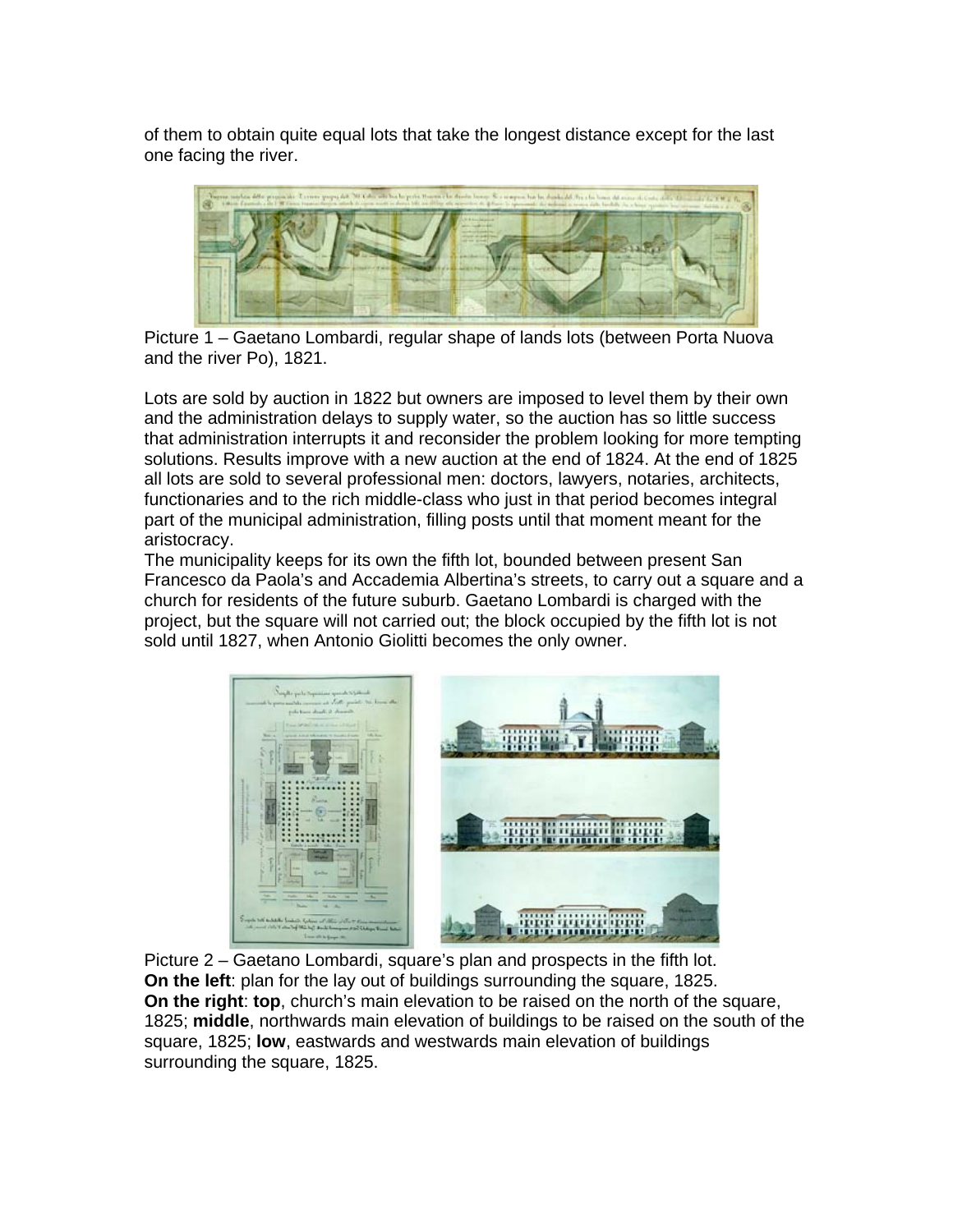of them to obtain quite equal lots that take the longest distance except for the last one facing the river.

Picture 1 – Gaetano Lombardi, regular shape of lands lots (between Porta Nuova and the river Po), 1821.

Lots are sold by auction in 1822 but owners are imposed to level them by their own and the administration delays to supply water, so the auction has so little success that administration interrupts it and reconsider the problem looking for more tempting solutions. Results improve with a new auction at the end of 1824. At the end of 1825 all lots are sold to several professional men: doctors, lawyers, notaries, architects, functionaries and to the rich middle-class who just in that period becomes integral part of the municipal administration, filling posts until that moment meant for the aristocracy.
The municipality keeps for its own the fifth lot, bounded between present San Francesco da Paola's and Accademia Albertina's streets, to carry out a square and a church for residents of the future suburb. Gaetano Lombardi is charged with the project, but the square will not carried out; the block occupied by the fifth lot is not sold until 1827, when Antonio Giolitti becomes the only owner.

Picture 2 – Gaetano Lombardi, square's plan and prospects in the fifth lot.
**On the left**: plan for the lay out of buildings surrounding the square, 1825.
**On the right**: **top**, church's main elevation to be raised on the north of the square, 1825; **middle**, northwards main elevation of buildings to be raised on the south of the square, 1825; **low**, eastwards and westwards main elevation of buildings surrounding the square, 1825.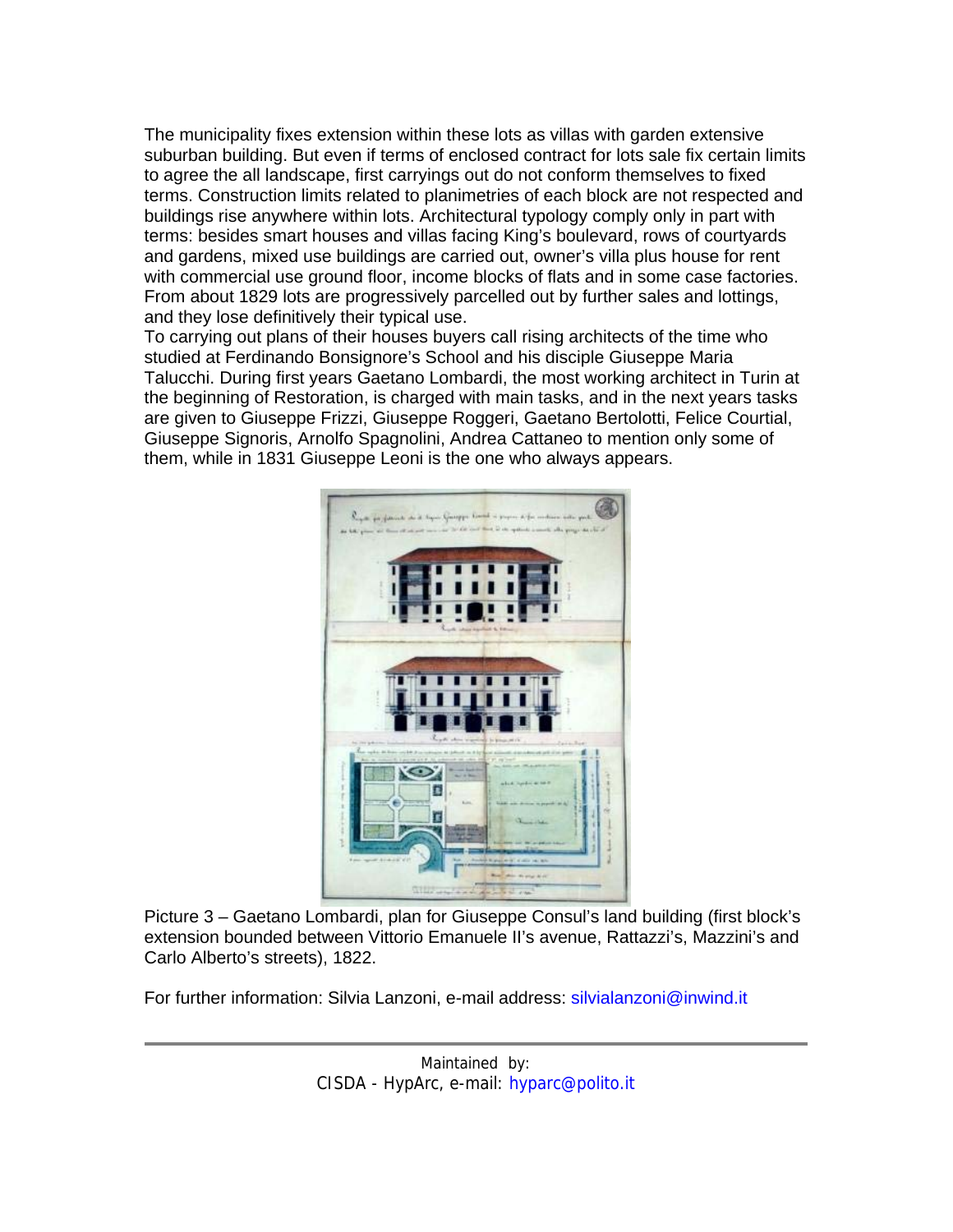The municipality fixes extension within these lots as villas with garden extensive suburban building. But even if terms of enclosed contract for lots sale fix certain limits to agree the all landscape, first carryings out do not conform themselves to fixed terms. Construction limits related to planimetries of each block are not respected and buildings rise anywhere within lots. Architectural typology comply only in part with terms: besides smart houses and villas facing King's boulevard, rows of courtyards and gardens, mixed use buildings are carried out, owner's villa plus house for rent with commercial use ground floor, income blocks of flats and in some case factories. From about 1829 lots are progressively parcelled out by further sales and lottings, and they lose definitively their typical use.

To carrying out plans of their houses buyers call rising architects of the time who studied at Ferdinando Bonsignore's School and his disciple Giuseppe Maria Talucchi. During first years Gaetano Lombardi, the most working architect in Turin at the beginning of Restoration, is charged with main tasks, and in the next years tasks are given to Giuseppe Frizzi, Giuseppe Roggeri, Gaetano Bertolotti, Felice Courtial, Giuseppe Signoris, Arnolfo Spagnolini, Andrea Cattaneo to mention only some of them, while in 1831 Giuseppe Leoni is the one who always appears.

Picture 3 – Gaetano Lombardi, plan for Giuseppe Consul's land building (first block's extension bounded between Vittorio Emanuele II's avenue, Rattazzi's, Mazzini's and Carlo Alberto's streets), 1822.

For further information: Silvia Lanzoni, e-mail address: silvialanzoni@inwind.it

Maintained by:
CISDA - HypArc, e-mail: hyparc@polito.it